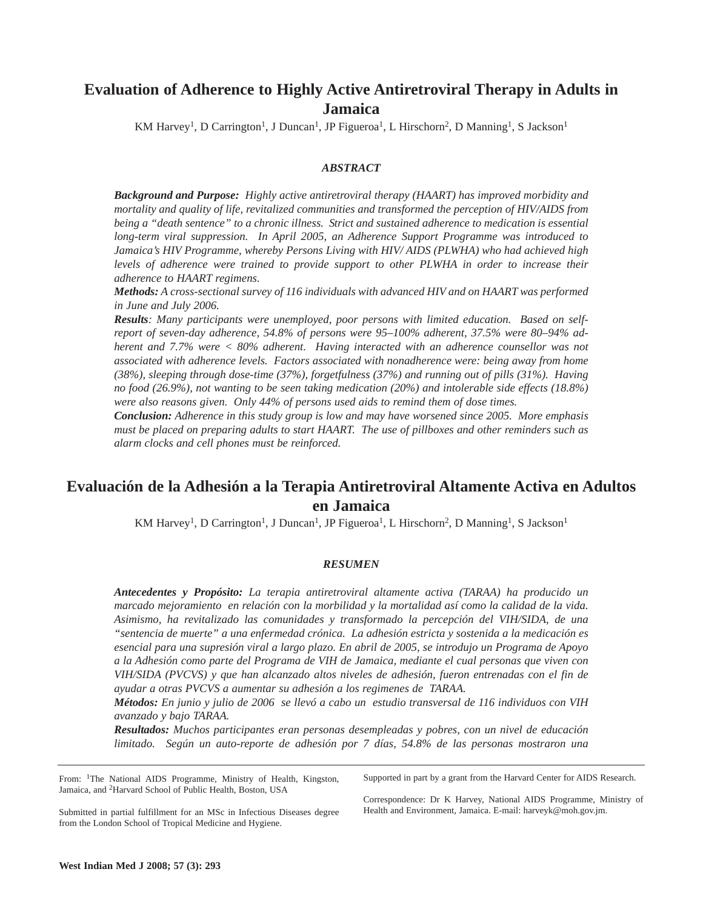# Evaluation of Adherence to Highly Active Antiretroviral Therapy in Adults in Jamaica

KM Harvey[1], D Carrington[1], J Duncan[1], JP Figueroa[1], L Hirschorn[2], D Manning[1], S Jackson[1]

### *ABSTRACT*

***Background and Purpose:*** *Highly active antiretroviral therapy (HAART) has improved morbidity and mortality and quality of life, revitalized communities and transformed the perception of HIV/AIDS from being a "death sentence" to a chronic illness. Strict and sustained adherence to medication is essential long-term viral suppression. In April 2005, an Adherence Support Programme was introduced to Jamaica's HIV Programme, whereby Persons Living with HIV/ AIDS (PLWHA) who had achieved high levels of adherence were trained to provide support to other PLWHA in order to increase their adherence to HAART regimens.*

***Methods:*** *A cross-sectional survey of 116 individuals with advanced HIV and on HAART was performed in June and July 2006.*

***Results****: Many participants were unemployed, poor persons with limited education. Based on self-report of seven-day adherence, 54.8% of persons were 95–100% adherent, 37.5% were 80–94% adherent and 7.7% were < 80% adherent. Having interacted with an adherence counsellor was not associated with adherence levels. Factors associated with nonadherence were: being away from home (38%), sleeping through dose-time (37%), forgetfulness (37%) and running out of pills (31%). Having no food (26.9%), not wanting to be seen taking medication (20%) and intolerable side effects (18.8%) were also reasons given. Only 44% of persons used aids to remind them of dose times.*

***Conclusion:*** *Adherence in this study group is low and may have worsened since 2005. More emphasis must be placed on preparing adults to start HAART. The use of pillboxes and other reminders such as alarm clocks and cell phones must be reinforced.*

# Evaluación de la Adhesión a la Terapia Antiretroviral Altamente Activa en Adultos en Jamaica

KM Harvey[1], D Carrington[1], J Duncan[1], JP Figueroa[1], L Hirschorn[2], D Manning[1], S Jackson[1]

### *RESUMEN*

***Antecedentes y Propósito:*** *La terapia antiretroviral altamente activa (TARAA) ha producido un marcado mejoramiento en relación con la morbilidad y la mortalidad así como la calidad de la vida. Asimismo, ha revitalizado las comunidades y transformado la percepción del VIH/SIDA, de una "sentencia de muerte" a una enfermedad crónica. La adhesión estricta y sostenida a la medicación es esencial para una supresión viral a largo plazo. En abril de 2005, se introdujo un Programa de Apoyo a la Adhesión como parte del Programa de VIH de Jamaica, mediante el cual personas que viven con VIH/SIDA (PVCVS) y que han alcanzado altos niveles de adhesión, fueron entrenadas con el fin de ayudar a otras PVCVS a aumentar su adhesión a los regimenes de TARAA.*

***Métodos:*** *En junio y julio de 2006 se llevó a cabo un estudio transversal de 116 individuos con VIH avanzado y bajo TARAA.*

***Resultados:*** *Muchos participantes eran personas desempleadas y pobres, con un nivel de educación limitado. Según un auto-reporte de adhesión por 7 días, 54.8% de las personas mostraron una*

---

From: [1]The National AIDS Programme, Ministry of Health, Kingston, Jamaica, and [2]Harvard School of Public Health, Boston, USA

Submitted in partial fulfillment for an MSc in Infectious Diseases degree from the London School of Tropical Medicine and Hygiene.

Supported in part by a grant from the Harvard Center for AIDS Research.

Correspondence: Dr K Harvey, National AIDS Programme, Ministry of Health and Environment, Jamaica. E-mail: harveyk@moh.gov.jm.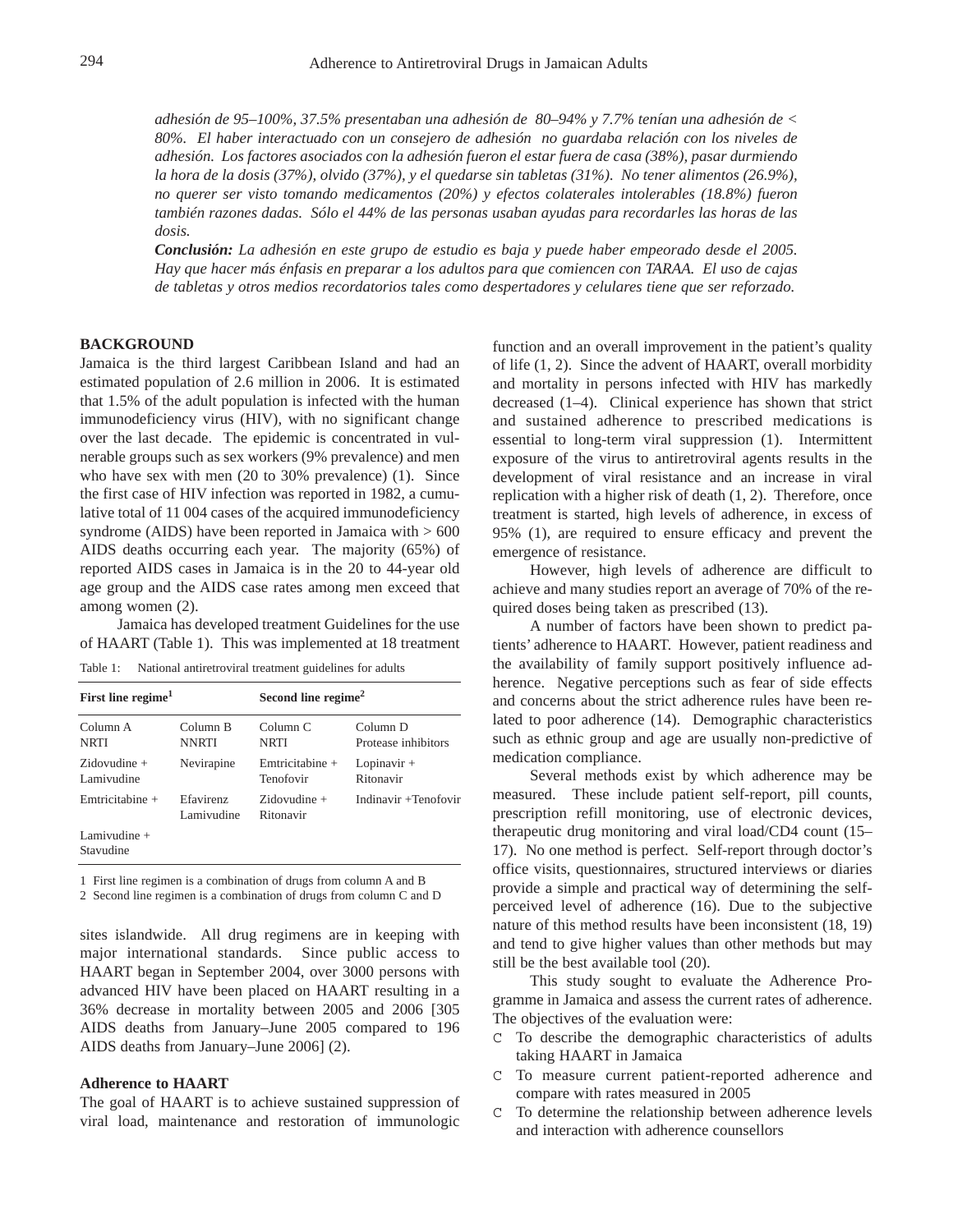*adhesión de 95–100%, 37.5% presentaban una adhesión de 80–94% y 7.7% tenían una adhesión de < 80%. El haber interactuado con un consejero de adhesión no guardaba relación con los niveles de adhesión. Los factores asociados con la adhesión fueron el estar fuera de casa (38%), pasar durmiendo la hora de la dosis (37%), olvido (37%), y el quedarse sin tabletas (31%). No tener alimentos (26.9%), no querer ser visto tomando medicamentos (20%) y efectos colaterales intolerables (18.8%) fueron también razones dadas. Sólo el 44% de las personas usaban ayudas para recordarles las horas de las dosis.*

***Conclusión:*** *La adhesión en este grupo de estudio es baja y puede haber empeorado desde el 2005. Hay que hacer más énfasis en preparar a los adultos para que comiencen con TARAA. El uso de cajas de tabletas y otros medios recordatorios tales como despertadores y celulares tiene que ser reforzado.*

## BACKGROUND

Jamaica is the third largest Caribbean Island and had an estimated population of 2.6 million in 2006. It is estimated that 1.5% of the adult population is infected with the human immunodeficiency virus (HIV), with no significant change over the last decade. The epidemic is concentrated in vulnerable groups such as sex workers (9% prevalence) and men who have sex with men (20 to 30% prevalence) (1). Since the first case of HIV infection was reported in 1982, a cumulative total of 11 004 cases of the acquired immunodeficiency syndrome (AIDS) have been reported in Jamaica with > 600 AIDS deaths occurring each year. The majority (65%) of reported AIDS cases in Jamaica is in the 20 to 44-year old age group and the AIDS case rates among men exceed that among women (2).

Jamaica has developed treatment Guidelines for the use of HAART (Table 1). This was implemented at 18 treatment sites islandwide. All drug regimens are in keeping with major international standards. Since public access to HAART began in September 2004, over 3000 persons with advanced HIV have been placed on HAART resulting in a 36% decrease in mortality between 2005 and 2006 [305 AIDS deaths from January–June 2005 compared to 196 AIDS deaths from January–June 2006] (2).

Table 1: National antiretroviral treatment guidelines for adults

| **First line regime[1]** | | **Second line regime[2]** | |
|---|---|---|---|
| Column A<br>NRTI | Column B<br>NNRTI | Column C<br>NRTI | Column D<br>Protease inhibitors |
| Zidovudine +<br>Lamivudine | Nevirapine | Emtricitabine +<br>Tenofovir | Lopinavir +<br>Ritonavir |
| Emtricitabine + | Efavirenz<br>Lamivudine | Zidovudine +<br>Ritonavir | Indinavir +Tenofovir |
| Lamivudine +<br>Stavudine | | | |

1 First line regimen is a combination of drugs from column A and B
2 Second line regimen is a combination of drugs from column C and D

### Adherence to HAART

The goal of HAART is to achieve sustained suppression of viral load, maintenance and restoration of immunologic function and an overall improvement in the patient's quality of life (1, 2). Since the advent of HAART, overall morbidity and mortality in persons infected with HIV has markedly decreased (1–4). Clinical experience has shown that strict and sustained adherence to prescribed medications is essential to long-term viral suppression (1). Intermittent exposure of the virus to antiretroviral agents results in the development of viral resistance and an increase in viral replication with a higher risk of death (1, 2). Therefore, once treatment is started, high levels of adherence, in excess of 95% (1), are required to ensure efficacy and prevent the emergence of resistance.

However, high levels of adherence are difficult to achieve and many studies report an average of 70% of the required doses being taken as prescribed (13).

A number of factors have been shown to predict patients' adherence to HAART. However, patient readiness and the availability of family support positively influence adherence. Negative perceptions such as fear of side effects and concerns about the strict adherence rules have been related to poor adherence (14). Demographic characteristics such as ethnic group and age are usually non-predictive of medication compliance.

Several methods exist by which adherence may be measured. These include patient self-report, pill counts, prescription refill monitoring, use of electronic devices, therapeutic drug monitoring and viral load/CD4 count (15–17). No one method is perfect. Self-report through doctor's office visits, questionnaires, structured interviews or diaries provide a simple and practical way of determining the self-perceived level of adherence (16). Due to the subjective nature of this method results have been inconsistent (18, 19) and tend to give higher values than other methods but may still be the best available tool (20).

This study sought to evaluate the Adherence Programme in Jamaica and assess the current rates of adherence. The objectives of the evaluation were:

- To describe the demographic characteristics of adults taking HAART in Jamaica
- To measure current patient-reported adherence and compare with rates measured in 2005
- To determine the relationship between adherence levels and interaction with adherence counsellors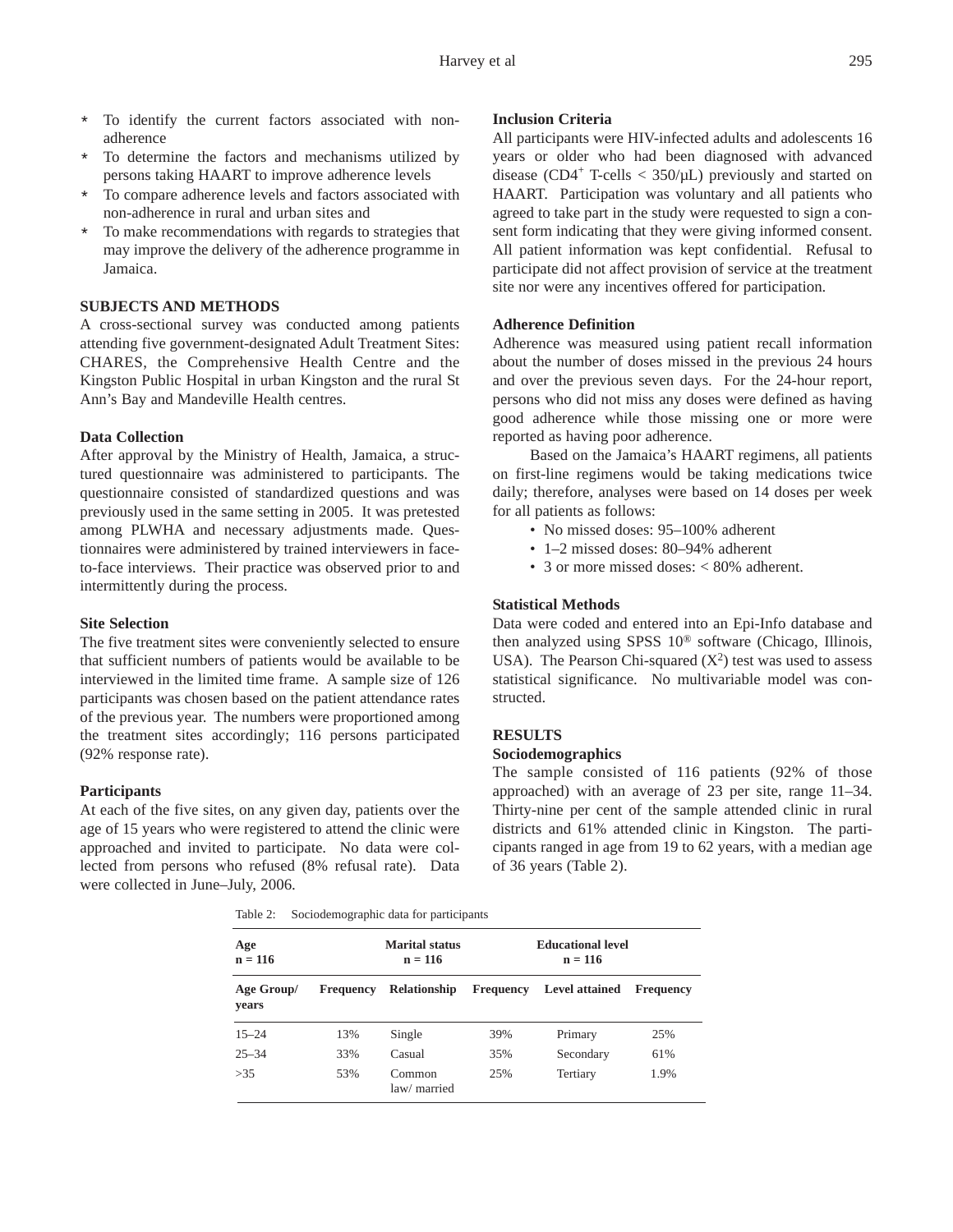- To identify the current factors associated with non-adherence
- To determine the factors and mechanisms utilized by persons taking HAART to improve adherence levels
- To compare adherence levels and factors associated with non-adherence in rural and urban sites and
- To make recommendations with regards to strategies that may improve the delivery of the adherence programme in Jamaica.

## SUBJECTS AND METHODS

A cross-sectional survey was conducted among patients attending five government-designated Adult Treatment Sites: CHARES, the Comprehensive Health Centre and the Kingston Public Hospital in urban Kingston and the rural St Ann's Bay and Mandeville Health centres.

### Data Collection

After approval by the Ministry of Health, Jamaica, a structured questionnaire was administered to participants. The questionnaire consisted of standardized questions and was previously used in the same setting in 2005. It was pretested among PLWHA and necessary adjustments made. Questionnaires were administered by trained interviewers in face-to-face interviews. Their practice was observed prior to and intermittently during the process.

### Site Selection

The five treatment sites were conveniently selected to ensure that sufficient numbers of patients would be available to be interviewed in the limited time frame. A sample size of 126 participants was chosen based on the patient attendance rates of the previous year. The numbers were proportioned among the treatment sites accordingly; 116 persons participated (92% response rate).

### Participants

At each of the five sites, on any given day, patients over the age of 15 years who were registered to attend the clinic were approached and invited to participate. No data were collected from persons who refused (8% refusal rate). Data were collected in June–July, 2006.

### Inclusion Criteria

All participants were HIV-infected adults and adolescents 16 years or older who had been diagnosed with advanced disease ($CD4^{+}$ T-cells < 350/μL) previously and started on HAART. Participation was voluntary and all patients who agreed to take part in the study were requested to sign a consent form indicating that they were giving informed consent. All patient information was kept confidential. Refusal to participate did not affect provision of service at the treatment site nor were any incentives offered for participation.

### Adherence Definition

Adherence was measured using patient recall information about the number of doses missed in the previous 24 hours and over the previous seven days. For the 24-hour report, persons who did not miss any doses were defined as having good adherence while those missing one or more were reported as having poor adherence.

Based on the Jamaica's HAART regimens, all patients on first-line regimens would be taking medications twice daily; therefore, analyses were based on 14 doses per week for all patients as follows:

- No missed doses: 95–100% adherent
- 1–2 missed doses: 80–94% adherent
- 3 or more missed doses: < 80% adherent.

### Statistical Methods

Data were coded and entered into an Epi-Info database and then analyzed using SPSS 10® software (Chicago, Illinois, USA). The Pearson Chi-squared ($X^2$) test was used to assess statistical significance. No multivariable model was constructed.

## RESULTS

### Sociodemographics

The sample consisted of 116 patients (92% of those approached) with an average of 23 per site, range 11–34. Thirty-nine per cent of the sample attended clinic in rural districts and 61% attended clinic in Kingston. The participants ranged in age from 19 to 62 years, with a median age of 36 years (Table 2).

Table 2: Sociodemographic data for participants

| Age n = 116 | | Marital status n = 116 | | Educational level n = 116 | |
|---|---|---|---|---|---|
| **Age Group/ years** | **Frequency** | **Relationship** | **Frequency** | **Level attained** | **Frequency** |
| 15–24 | 13% | Single | 39% | Primary | 25% |
| 25–34 | 33% | Casual | 35% | Secondary | 61% |
| >35 | 53% | Common law/ married | 25% | Tertiary | 1.9% |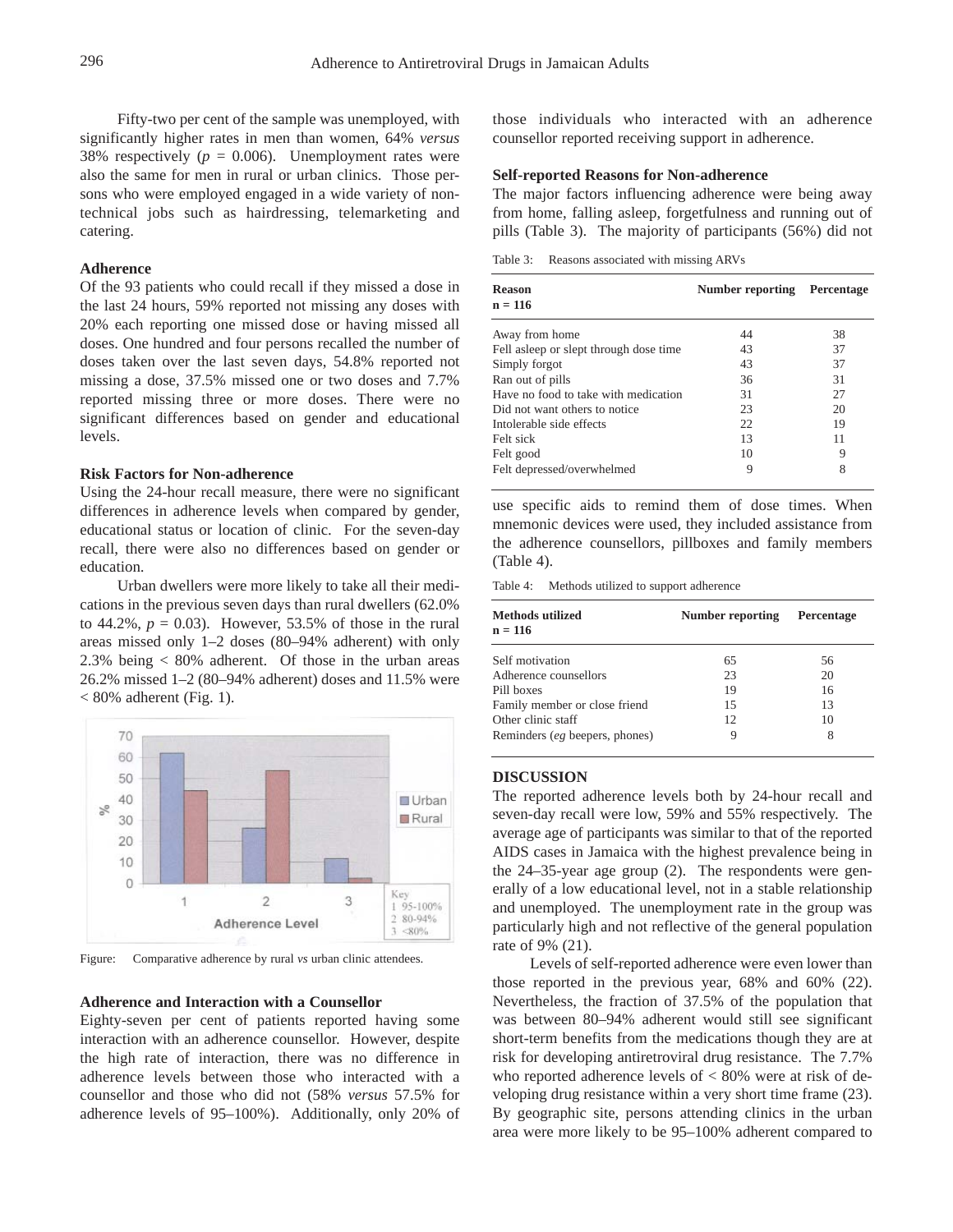Fifty-two per cent of the sample was unemployed, with significantly higher rates in men than women, 64% *versus* 38% respectively ($p$ = 0.006). Unemployment rates were also the same for men in rural or urban clinics. Those persons who were employed engaged in a wide variety of non-technical jobs such as hairdressing, telemarketing and catering.

### Adherence

Of the 93 patients who could recall if they missed a dose in the last 24 hours, 59% reported not missing any doses with 20% each reporting one missed dose or having missed all doses. One hundred and four persons recalled the number of doses taken over the last seven days, 54.8% reported not missing a dose, 37.5% missed one or two doses and 7.7% reported missing three or more doses. There were no significant differences based on gender and educational levels.

### Risk Factors for Non-adherence

Using the 24-hour recall measure, there were no significant differences in adherence levels when compared by gender, educational status or location of clinic. For the seven-day recall, there were also no differences based on gender or education.

Urban dwellers were more likely to take all their medications in the previous seven days than rural dwellers (62.0% to 44.2%, $p$ = 0.03). However, 53.5% of those in the rural areas missed only 1–2 doses (80–94% adherent) with only 2.3% being < 80% adherent. Of those in the urban areas 26.2% missed 1–2 (80–94% adherent) doses and 11.5% were < 80% adherent (Fig. 1).

Figure: Comparative adherence by rural *vs* urban clinic attendees.

### Adherence and Interaction with a Counsellor

Eighty-seven per cent of patients reported having some interaction with an adherence counsellor. However, despite the high rate of interaction, there was no difference in adherence levels between those who interacted with a counsellor and those who did not (58% *versus* 57.5% for adherence levels of 95–100%). Additionally, only 20% of those individuals who interacted with an adherence counsellor reported receiving support in adherence.

### Self-reported Reasons for Non-adherence

The major factors influencing adherence were being away from home, falling asleep, forgetfulness and running out of pills (Table 3). The majority of participants (56%) did not use specific aids to remind them of dose times. When mnemonic devices were used, they included assistance from the adherence counsellors, pillboxes and family members (Table 4).

Table 3: Reasons associated with missing ARVs

| Reason<br>n = 116 | Number reporting | Percentage |
|---|---|---|
| Away from home | 44 | 38 |
| Fell asleep or slept through dose time | 43 | 37 |
| Simply forgot | 43 | 37 |
| Ran out of pills | 36 | 31 |
| Have no food to take with medication | 31 | 27 |
| Did not want others to notice | 23 | 20 |
| Intolerable side effects | 22 | 19 |
| Felt sick | 13 | 11 |
| Felt good | 10 | 9 |
| Felt depressed/overwhelmed | 9 | 8 |

Table 4: Methods utilized to support adherence

| Methods utilized<br>n = 116 | Number reporting | Percentage |
|---|---|---|
| Self motivation | 65 | 56 |
| Adherence counsellors | 23 | 20 |
| Pill boxes | 19 | 16 |
| Family member or close friend | 15 | 13 |
| Other clinic staff | 12 | 10 |
| Reminders (*eg* beepers, phones) | 9 | 8 |

## DISCUSSION

The reported adherence levels both by 24-hour recall and seven-day recall were low, 59% and 55% respectively. The average age of participants was similar to that of the reported AIDS cases in Jamaica with the highest prevalence being in the 24–35-year age group (2). The respondents were generally of a low educational level, not in a stable relationship and unemployed. The unemployment rate in the group was particularly high and not reflective of the general population rate of 9% (21).

Levels of self-reported adherence were even lower than those reported in the previous year, 68% and 60% (22). Nevertheless, the fraction of 37.5% of the population that was between 80–94% adherent would still see significant short-term benefits from the medications though they are at risk for developing antiretroviral drug resistance. The 7.7% who reported adherence levels of < 80% were at risk of developing drug resistance within a very short time frame (23). By geographic site, persons attending clinics in the urban area were more likely to be 95–100% adherent compared to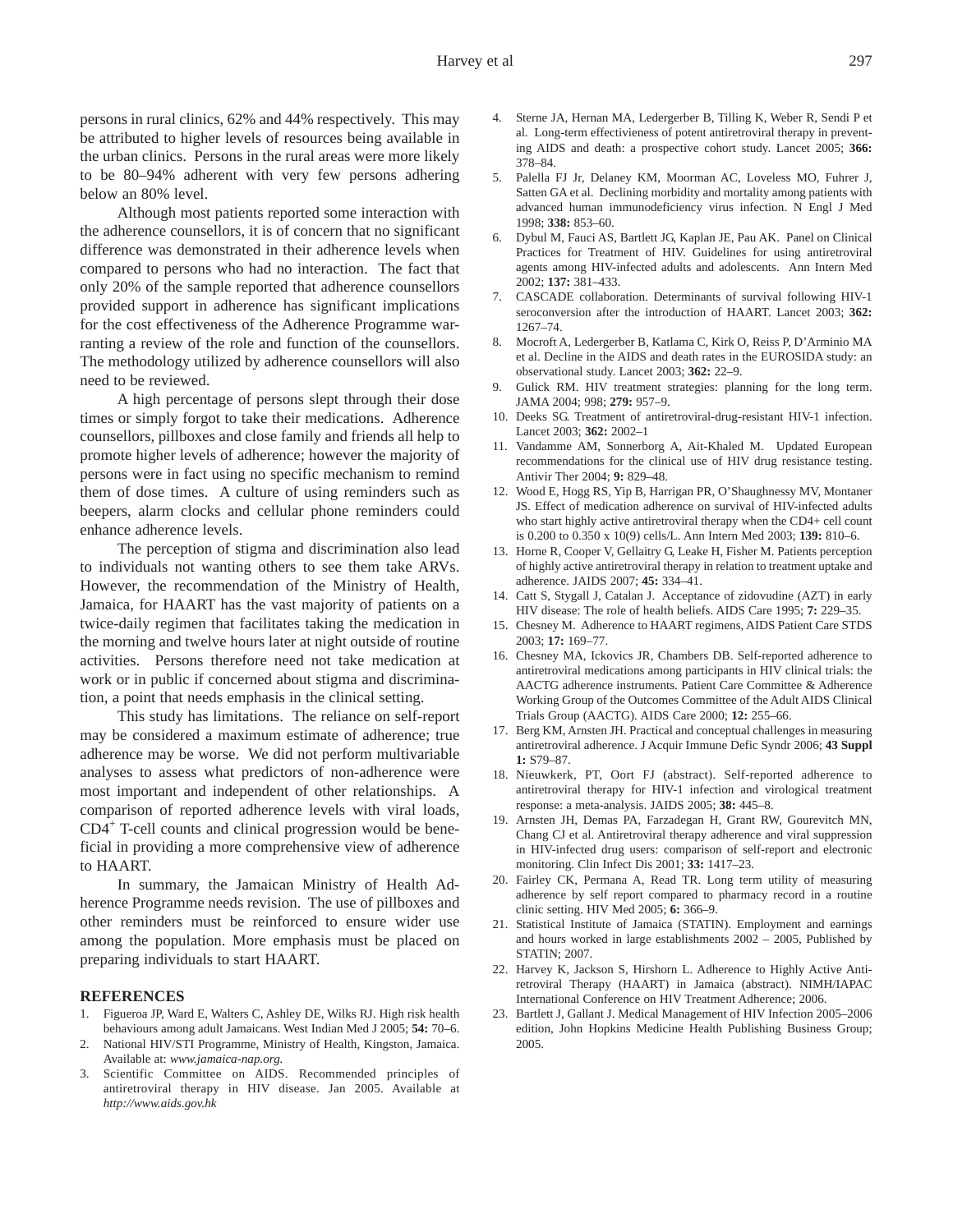persons in rural clinics, 62% and 44% respectively. This may be attributed to higher levels of resources being available in the urban clinics. Persons in the rural areas were more likely to be 80–94% adherent with very few persons adhering below an 80% level.

Although most patients reported some interaction with the adherence counsellors, it is of concern that no significant difference was demonstrated in their adherence levels when compared to persons who had no interaction. The fact that only 20% of the sample reported that adherence counsellors provided support in adherence has significant implications for the cost effectiveness of the Adherence Programme warranting a review of the role and function of the counsellors. The methodology utilized by adherence counsellors will also need to be reviewed.

A high percentage of persons slept through their dose times or simply forgot to take their medications. Adherence counsellors, pillboxes and close family and friends all help to promote higher levels of adherence; however the majority of persons were in fact using no specific mechanism to remind them of dose times. A culture of using reminders such as beepers, alarm clocks and cellular phone reminders could enhance adherence levels.

The perception of stigma and discrimination also lead to individuals not wanting others to see them take ARVs. However, the recommendation of the Ministry of Health, Jamaica, for HAART has the vast majority of patients on a twice-daily regimen that facilitates taking the medication in the morning and twelve hours later at night outside of routine activities. Persons therefore need not take medication at work or in public if concerned about stigma and discrimination, a point that needs emphasis in the clinical setting.

This study has limitations. The reliance on self-report may be considered a maximum estimate of adherence; true adherence may be worse. We did not perform multivariable analyses to assess what predictors of non-adherence were most important and independent of other relationships. A comparison of reported adherence levels with viral loads, $CD4^+$ T-cell counts and clinical progression would be beneficial in providing a more comprehensive view of adherence to HAART.

In summary, the Jamaican Ministry of Health Adherence Programme needs revision. The use of pillboxes and other reminders must be reinforced to ensure wider use among the population. More emphasis must be placed on preparing individuals to start HAART.

## REFERENCES

1. Figueroa JP, Ward E, Walters C, Ashley DE, Wilks RJ. High risk health behaviours among adult Jamaicans. West Indian Med J 2005; **54:** 70–6.
2. National HIV/STI Programme, Ministry of Health, Kingston, Jamaica. Available at: *www.jamaica-nap.org.*
3. Scientific Committee on AIDS. Recommended principles of antiretroviral therapy in HIV disease. Jan 2005. Available at *http://www.aids.gov.hk*
4. Sterne JA, Hernan MA, Ledergerber B, Tilling K, Weber R, Sendi P et al. Long-term effectivieness of potent antiretroviral therapy in preventing AIDS and death: a prospective cohort study. Lancet 2005; **366:** 378–84.
5. Palella FJ Jr, Delaney KM, Moorman AC, Loveless MO, Fuhrer J, Satten GA et al. Declining morbidity and mortality among patients with advanced human immunodeficiency virus infection. N Engl J Med 1998; **338:** 853–60.
6. Dybul M, Fauci AS, Bartlett JG, Kaplan JE, Pau AK. Panel on Clinical Practices for Treatment of HIV. Guidelines for using antiretroviral agents among HIV-infected adults and adolescents. Ann Intern Med 2002; **137:** 381–433.
7. CASCADE collaboration. Determinants of survival following HIV-1 seroconversion after the introduction of HAART. Lancet 2003; **362:** 1267–74.
8. Mocroft A, Ledergerber B, Katlama C, Kirk O, Reiss P, D'Arminio MA et al. Decline in the AIDS and death rates in the EUROSIDA study: an observational study. Lancet 2003; **362:** 22–9.
9. Gulick RM. HIV treatment strategies: planning for the long term. JAMA 2004; 998; **279:** 957–9.
10. Deeks SG. Treatment of antiretroviral-drug-resistant HIV-1 infection. Lancet 2003; **362:** 2002–1
11. Vandamme AM, Sonnerborg A, Ait-Khaled M. Updated European recommendations for the clinical use of HIV drug resistance testing. Antivir Ther 2004; **9:** 829–48.
12. Wood E, Hogg RS, Yip B, Harrigan PR, O'Shaughnessy MV, Montaner JS. Effect of medication adherence on survival of HIV-infected adults who start highly active antiretroviral therapy when the CD4+ cell count is 0.200 to 0.350 x 10(9) cells/L. Ann Intern Med 2003; **139:** 810–6.
13. Horne R, Cooper V, Gellaitry G, Leake H, Fisher M. Patients perception of highly active antiretroviral therapy in relation to treatment uptake and adherence. JAIDS 2007; **45:** 334–41.
14. Catt S, Stygall J, Catalan J. Acceptance of zidovudine (AZT) in early HIV disease: The role of health beliefs. AIDS Care 1995; **7:** 229–35.
15. Chesney M. Adherence to HAART regimens, AIDS Patient Care STDS 2003; **17:** 169–77.
16. Chesney MA, Ickovics JR, Chambers DB. Self-reported adherence to antiretroviral medications among participants in HIV clinical trials: the AACTG adherence instruments. Patient Care Committee & Adherence Working Group of the Outcomes Committee of the Adult AIDS Clinical Trials Group (AACTG). AIDS Care 2000; **12:** 255–66.
17. Berg KM, Arnsten JH. Practical and conceptual challenges in measuring antiretroviral adherence. J Acquir Immune Defic Syndr 2006; **43 Suppl 1:** S79–87.
18. Nieuwkerk, PT, Oort FJ (abstract). Self-reported adherence to antiretroviral therapy for HIV-1 infection and virological treatment response: a meta-analysis. JAIDS 2005; **38:** 445–8.
19. Arnsten JH, Demas PA, Farzadegan H, Grant RW, Gourevitch MN, Chang CJ et al. Antiretroviral therapy adherence and viral suppression in HIV-infected drug users: comparison of self-report and electronic monitoring. Clin Infect Dis 2001; **33:** 1417–23.
20. Fairley CK, Permana A, Read TR. Long term utility of measuring adherence by self report compared to pharmacy record in a routine clinic setting. HIV Med 2005; **6:** 366–9.
21. Statistical Institute of Jamaica (STATIN). Employment and earnings and hours worked in large establishments 2002 – 2005, Published by STATIN; 2007.
22. Harvey K, Jackson S, Hirshorn L. Adherence to Highly Active Antiretroviral Therapy (HAART) in Jamaica (abstract). NIMH/IAPAC International Conference on HIV Treatment Adherence; 2006.
23. Bartlett J, Gallant J. Medical Management of HIV Infection 2005–2006 edition, John Hopkins Medicine Health Publishing Business Group; 2005.